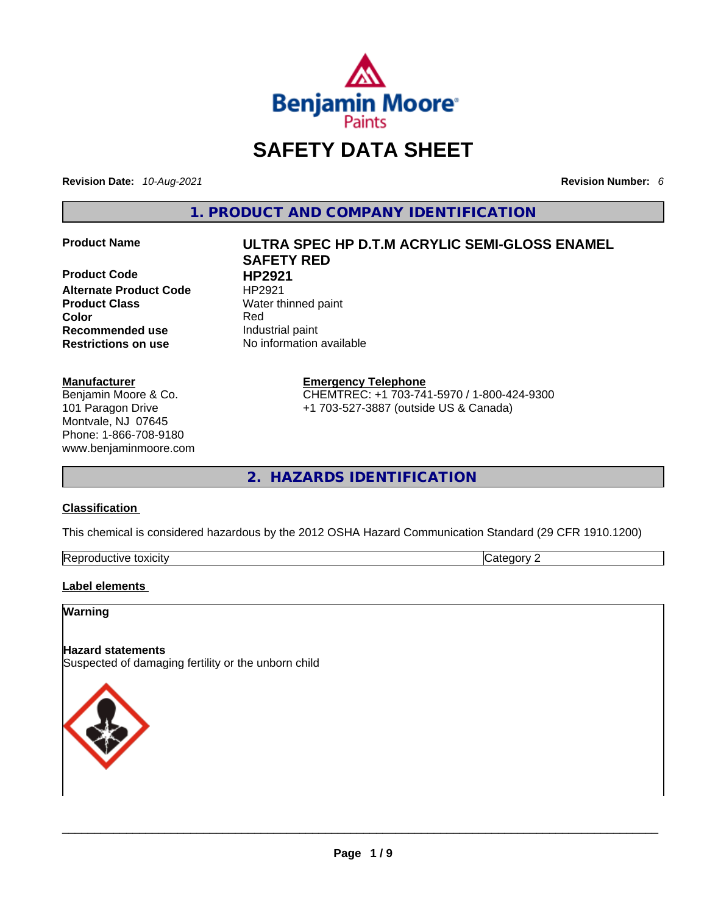# SAFETY DATA SHEET

**Revision Date:** *10-Aug-2021* **Revision Number:** *6*

## 1. PRODUCT AND COMPANY IDENTIFICATION

| | |
|---|---|
| **Product Name** | **ULTRA SPEC HP D.T.M ACRYLIC SEMI-GLOSS ENAMEL SAFETY RED** |
| **Product Code** | **HP2921** |
| **Alternate Product Code** | HP2921 |
| **Product Class** | Water thinned paint |
| **Color** | Red |
| **Recommended use** | Industrial paint |
| **Restrictions on use** | No information available |

**Manufacturer**
Benjamin Moore & Co.
101 Paragon Drive
Montvale, NJ 07645
Phone: 1-866-708-9180
www.benjaminmoore.com

**Emergency Telephone**
CHEMTREC: +1 703-741-5970 / 1-800-424-9300
+1 703-527-3887 (outside US & Canada)

## 2. HAZARDS IDENTIFICATION

**Classification**

This chemical is considered hazardous by the 2012 OSHA Hazard Communication Standard (29 CFR 1910.1200)

| | |
|---|---|
| Reproductive toxicity | Category 2 |

**Label elements**

**Warning**

**Hazard statements**
Suspected of damaging fertility or the unborn child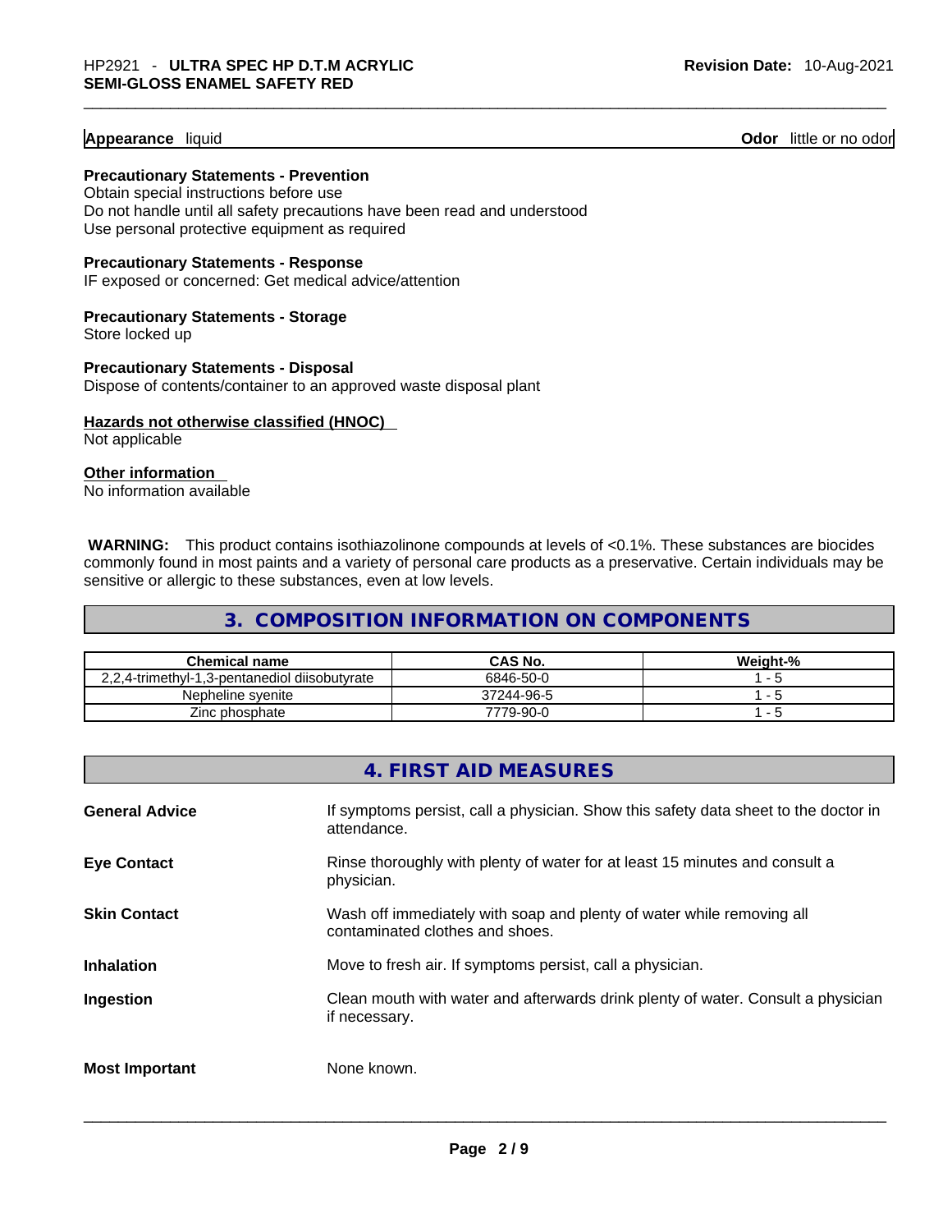**Appearance** liquid **Odor** little or no odor

**Precautionary Statements - Prevention**
Obtain special instructions before use
Do not handle until all safety precautions have been read and understood
Use personal protective equipment as required

**Precautionary Statements - Response**
IF exposed or concerned: Get medical advice/attention

**Precautionary Statements - Storage**
Store locked up

**Precautionary Statements - Disposal**
Dispose of contents/container to an approved waste disposal plant

**Hazards not otherwise classified (HNOC)**
Not applicable

**Other information**
No information available

**WARNING:** This product contains isothiazolinone compounds at levels of <0.1%. These substances are biocides commonly found in most paints and a variety of personal care products as a preservative. Certain individuals may be sensitive or allergic to these substances, even at low levels.

## 3. COMPOSITION INFORMATION ON COMPONENTS

| Chemical name | CAS No. | Weight-% |
|---|---|---|
| 2,2,4-trimethyl-1,3-pentanediol diisobutyrate | 6846-50-0 | 1 - 5 |
| Nepheline syenite | 37244-96-5 | 1 - 5 |
| Zinc phosphate | 7779-90-0 | 1 - 5 |

## 4. FIRST AID MEASURES

**General Advice** If symptoms persist, call a physician. Show this safety data sheet to the doctor in attendance.

**Eye Contact** Rinse thoroughly with plenty of water for at least 15 minutes and consult a physician.

**Skin Contact** Wash off immediately with soap and plenty of water while removing all contaminated clothes and shoes.

**Inhalation** Move to fresh air. If symptoms persist, call a physician.

**Ingestion** Clean mouth with water and afterwards drink plenty of water. Consult a physician if necessary.

**Most Important** None known.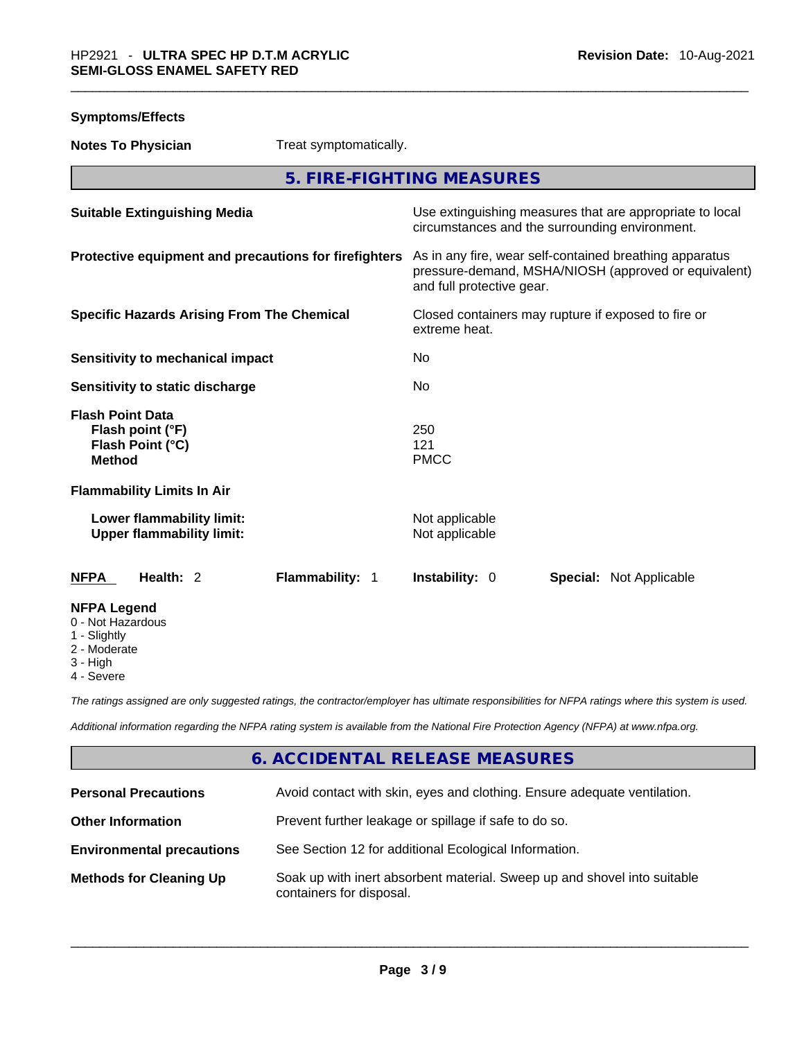**Symptoms/Effects**

**Notes To Physician** Treat symptomatically.

## 5. FIRE-FIGHTING MEASURES

| | |
|---|---|
| **Suitable Extinguishing Media** | Use extinguishing measures that are appropriate to local circumstances and the surrounding environment. |
| **Protective equipment and precautions for firefighters** | As in any fire, wear self-contained breathing apparatus pressure-demand, MSHA/NIOSH (approved or equivalent) and full protective gear. |
| **Specific Hazards Arising From The Chemical** | Closed containers may rupture if exposed to fire or extreme heat. |
| **Sensitivity to mechanical impact** | No |
| **Sensitivity to static discharge** | No |

**Flash Point Data**

| | |
|---|---|
| **Flash point (°F)** | 250 |
| **Flash Point (°C)** | 121 |
| **Method** | PMCC |

**Flammability Limits In Air**

| | |
|---|---|
| **Lower flammability limit:** | Not applicable |
| **Upper flammability limit:** | Not applicable |

| **NFPA** | **Health:** 2 | **Flammability:** 1 | **Instability:** 0 | **Special:** Not Applicable |
|---|---|---|---|---|

**NFPA Legend**
- 0 - Not Hazardous
- 1 - Slightly
- 2 - Moderate
- 3 - High
- 4 - Severe

*The ratings assigned are only suggested ratings, the contractor/employer has ultimate responsibilities for NFPA ratings where this system is used.*

*Additional information regarding the NFPA rating system is available from the National Fire Protection Agency (NFPA) at www.nfpa.org.*

## 6. ACCIDENTAL RELEASE MEASURES

| | |
|---|---|
| **Personal Precautions** | Avoid contact with skin, eyes and clothing. Ensure adequate ventilation. |
| **Other Information** | Prevent further leakage or spillage if safe to do so. |
| **Environmental precautions** | See Section 12 for additional Ecological Information. |
| **Methods for Cleaning Up** | Soak up with inert absorbent material. Sweep up and shovel into suitable containers for disposal. |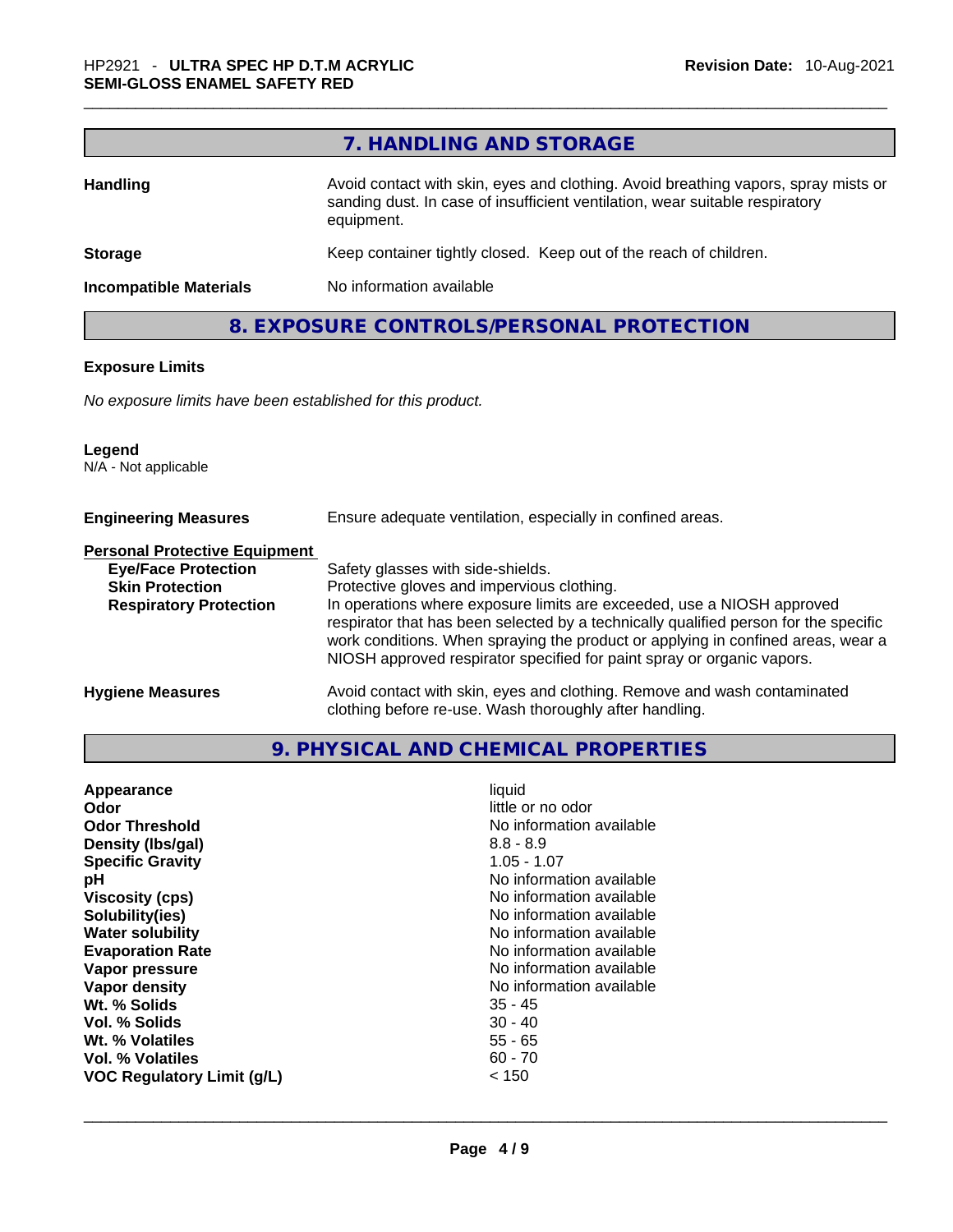## 7. HANDLING AND STORAGE

| | |
|---|---|
| **Handling** | Avoid contact with skin, eyes and clothing. Avoid breathing vapors, spray mists or sanding dust. In case of insufficient ventilation, wear suitable respiratory equipment. |
| **Storage** | Keep container tightly closed. Keep out of the reach of children. |
| **Incompatible Materials** | No information available |

## 8. EXPOSURE CONTROLS/PERSONAL PROTECTION

**Exposure Limits**

*No exposure limits have been established for this product.*

**Legend**
N/A - Not applicable

| | |
|---|---|
| **Engineering Measures** | Ensure adequate ventilation, especially in confined areas. |
| **Personal Protective Equipment** | |
| **Eye/Face Protection** | Safety glasses with side-shields. |
| **Skin Protection** | Protective gloves and impervious clothing. |
| **Respiratory Protection** | In operations where exposure limits are exceeded, use a NIOSH approved respirator that has been selected by a technically qualified person for the specific work conditions. When spraying the product or applying in confined areas, wear a NIOSH approved respirator specified for paint spray or organic vapors. |
| **Hygiene Measures** | Avoid contact with skin, eyes and clothing. Remove and wash contaminated clothing before re-use. Wash thoroughly after handling. |

## 9. PHYSICAL AND CHEMICAL PROPERTIES

| | |
|---|---|
| **Appearance** | liquid |
| **Odor** | little or no odor |
| **Odor Threshold** | No information available |
| **Density (lbs/gal)** | 8.8 - 8.9 |
| **Specific Gravity** | 1.05 - 1.07 |
| **pH** | No information available |
| **Viscosity (cps)** | No information available |
| **Solubility(ies)** | No information available |
| **Water solubility** | No information available |
| **Evaporation Rate** | No information available |
| **Vapor pressure** | No information available |
| **Vapor density** | No information available |
| **Wt. % Solids** | 35 - 45 |
| **Vol. % Solids** | 30 - 40 |
| **Wt. % Volatiles** | 55 - 65 |
| **Vol. % Volatiles** | 60 - 70 |
| **VOC Regulatory Limit (g/L)** | < 150 |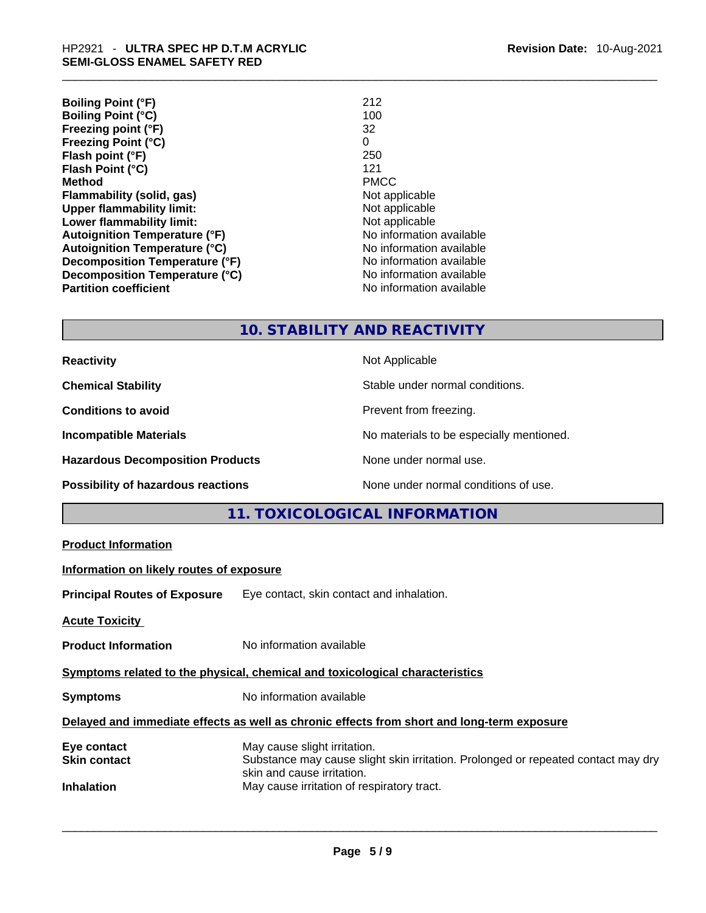| | |
|---|---|
| **Boiling Point (°F)** | 212 |
| **Boiling Point (°C)** | 100 |
| **Freezing point (°F)** | 32 |
| **Freezing Point (°C)** | 0 |
| **Flash point (°F)** | 250 |
| **Flash Point (°C)** | 121 |
| **Method** | PMCC |
| **Flammability (solid, gas)** | Not applicable |
| **Upper flammability limit:** | Not applicable |
| **Lower flammability limit:** | Not applicable |
| **Autoignition Temperature (°F)** | No information available |
| **Autoignition Temperature (°C)** | No information available |
| **Decomposition Temperature (°F)** | No information available |
| **Decomposition Temperature (°C)** | No information available |
| **Partition coefficient** | No information available |

## 10. STABILITY AND REACTIVITY

| | |
|---|---|
| **Reactivity** | Not Applicable |
| **Chemical Stability** | Stable under normal conditions. |
| **Conditions to avoid** | Prevent from freezing. |
| **Incompatible Materials** | No materials to be especially mentioned. |
| **Hazardous Decomposition Products** | None under normal use. |
| **Possibility of hazardous reactions** | None under normal conditions of use. |

## 11. TOXICOLOGICAL INFORMATION

**Product Information**

**Information on likely routes of exposure**

**Principal Routes of Exposure** Eye contact, skin contact and inhalation.

**Acute Toxicity**

**Product Information** No information available

**Symptoms related to the physical, chemical and toxicological characteristics**

**Symptoms** No information available

**Delayed and immediate effects as well as chronic effects from short and long-term exposure**

| | |
|---|---|
| **Eye contact** | May cause slight irritation. |
| **Skin contact** | Substance may cause slight skin irritation. Prolonged or repeated contact may dry skin and cause irritation. |
| **Inhalation** | May cause irritation of respiratory tract. |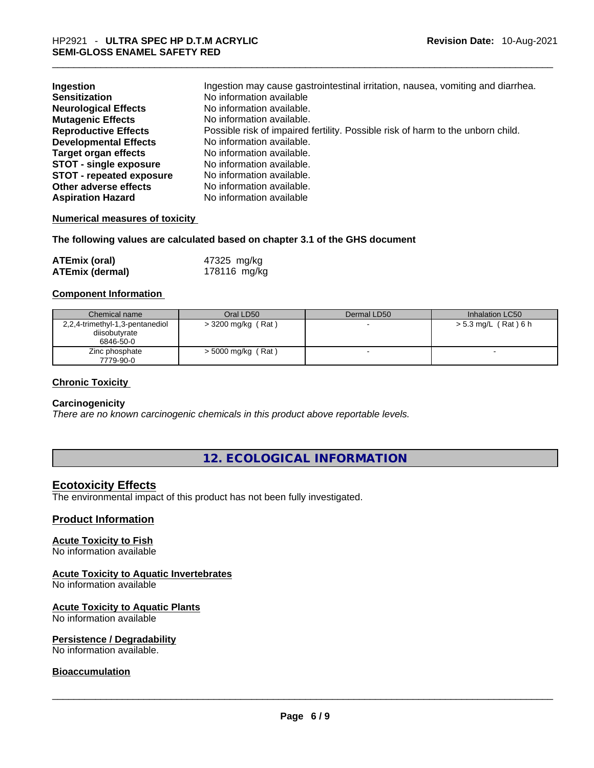| | |
|---|---|
| **Ingestion** | Ingestion may cause gastrointestinal irritation, nausea, vomiting and diarrhea. |
| **Sensitization** | No information available |
| **Neurological Effects** | No information available. |
| **Mutagenic Effects** | No information available. |
| **Reproductive Effects** | Possible risk of impaired fertility. Possible risk of harm to the unborn child. |
| **Developmental Effects** | No information available. |
| **Target organ effects** | No information available. |
| **STOT - single exposure** | No information available. |
| **STOT - repeated exposure** | No information available. |
| **Other adverse effects** | No information available. |
| **Aspiration Hazard** | No information available |

**Numerical measures of toxicity**

**The following values are calculated based on chapter 3.1 of the GHS document**

| | |
|---|---|
| **ATEmix (oral)** | 47325 mg/kg |
| **ATEmix (dermal)** | 178116 mg/kg |

**Component Information**

| Chemical name | Oral LD50 | Dermal LD50 | Inhalation LC50 |
|---|---|---|---|
| 2,2,4-trimethyl-1,3-pentanediol diisobutyrate<br>6846-50-0 | > 3200 mg/kg ( Rat ) | - | > 5.3 mg/L ( Rat ) 6 h |
| Zinc phosphate<br>7779-90-0 | > 5000 mg/kg ( Rat ) | - | - |

**Chronic Toxicity**

**Carcinogenicity**

*There are no known carcinogenic chemicals in this product above reportable levels.*

## 12. ECOLOGICAL INFORMATION

### Ecotoxicity Effects

The environmental impact of this product has not been fully investigated.

### Product Information

**Acute Toxicity to Fish**

No information available

**Acute Toxicity to Aquatic Invertebrates**

No information available

**Acute Toxicity to Aquatic Plants**

No information available

**Persistence / Degradability**

No information available.

**Bioaccumulation**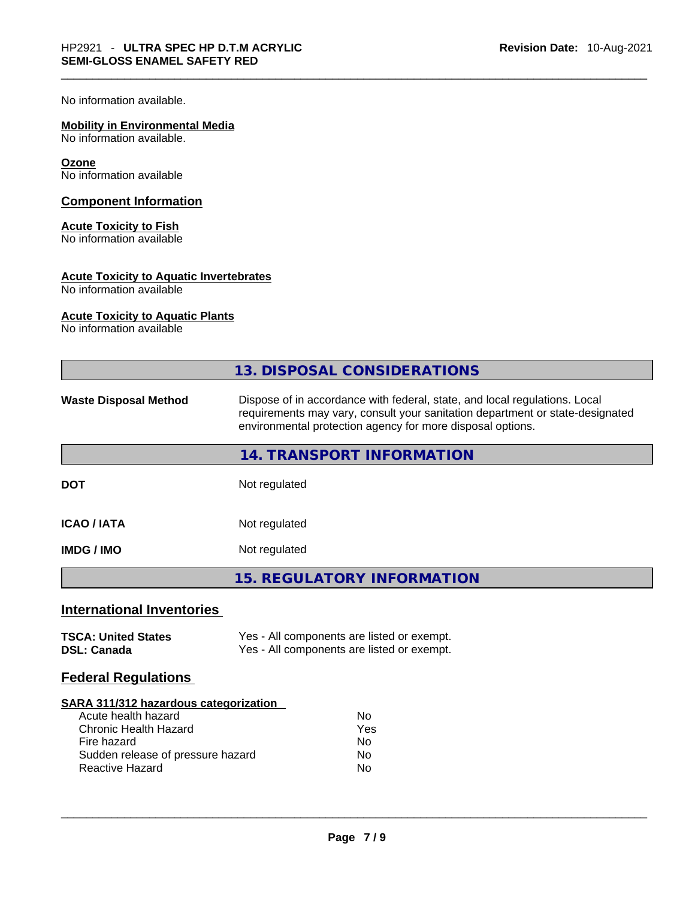No information available.

**Mobility in Environmental Media**
No information available.

**Ozone**
No information available

## Component Information

**Acute Toxicity to Fish**
No information available

**Acute Toxicity to Aquatic Invertebrates**
No information available

**Acute Toxicity to Aquatic Plants**
No information available

## 13. DISPOSAL CONSIDERATIONS

| | |
|---|---|
| **Waste Disposal Method** | Dispose of in accordance with federal, state, and local regulations. Local requirements may vary, consult your sanitation department or state-designated environmental protection agency for more disposal options. |

## 14. TRANSPORT INFORMATION

| | |
|---|---|
| **DOT** | Not regulated |
| **ICAO / IATA** | Not regulated |
| **IMDG / IMO** | Not regulated |

## 15. REGULATORY INFORMATION

### International Inventories

| | |
|---|---|
| **TSCA: United States** | Yes - All components are listed or exempt. |
| **DSL: Canada** | Yes - All components are listed or exempt. |

### Federal Regulations

**SARA 311/312 hazardous categorization**

| | |
|---|---|
| Acute health hazard | No |
| Chronic Health Hazard | Yes |
| Fire hazard | No |
| Sudden release of pressure hazard | No |
| Reactive Hazard | No |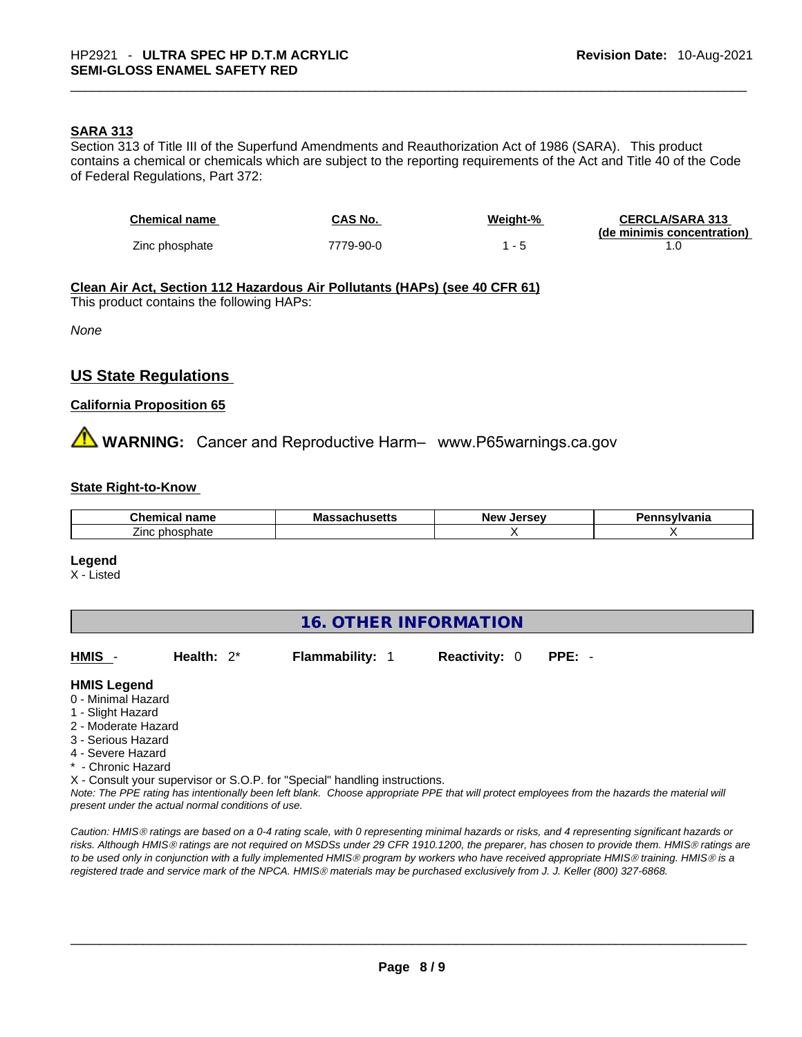**SARA 313**

Section 313 of Title III of the Superfund Amendments and Reauthorization Act of 1986 (SARA). This product contains a chemical or chemicals which are subject to the reporting requirements of the Act and Title 40 of the Code of Federal Regulations, Part 372:

| Chemical name | CAS No. | Weight-% | CERCLA/SARA 313 (de minimis concentration) |
|---|---|---|---|
| Zinc phosphate | 7779-90-0 | 1 - 5 | 1.0 |

**Clean Air Act, Section 112 Hazardous Air Pollutants (HAPs) (see 40 CFR 61)**

This product contains the following HAPs:

*None*

## US State Regulations

**California Proposition 65**

⚠ **WARNING:** Cancer and Reproductive Harm– www.P65warnings.ca.gov

**State Right-to-Know**

| Chemical name | Massachusetts | New Jersey | Pennsylvania |
|---|---|---|---|
| Zinc phosphate | | X | X |

**Legend**

X - Listed

## 16. OTHER INFORMATION

**HMIS** - **Health:** 2* **Flammability:** 1 **Reactivity:** 0 **PPE:** -

**HMIS Legend**

0 - Minimal Hazard
1 - Slight Hazard
2 - Moderate Hazard
3 - Serious Hazard
4 - Severe Hazard
* - Chronic Hazard
X - Consult your supervisor or S.O.P. for "Special" handling instructions.

*Note: The PPE rating has intentionally been left blank. Choose appropriate PPE that will protect employees from the hazards the material will present under the actual normal conditions of use.*

*Caution: HMIS® ratings are based on a 0-4 rating scale, with 0 representing minimal hazards or risks, and 4 representing significant hazards or risks. Although HMIS® ratings are not required on MSDSs under 29 CFR 1910.1200, the preparer, has chosen to provide them. HMIS® ratings are to be used only in conjunction with a fully implemented HMIS® program by workers who have received appropriate HMIS® training. HMIS® is a registered trade and service mark of the NPCA. HMIS® materials may be purchased exclusively from J. J. Keller (800) 327-6868.*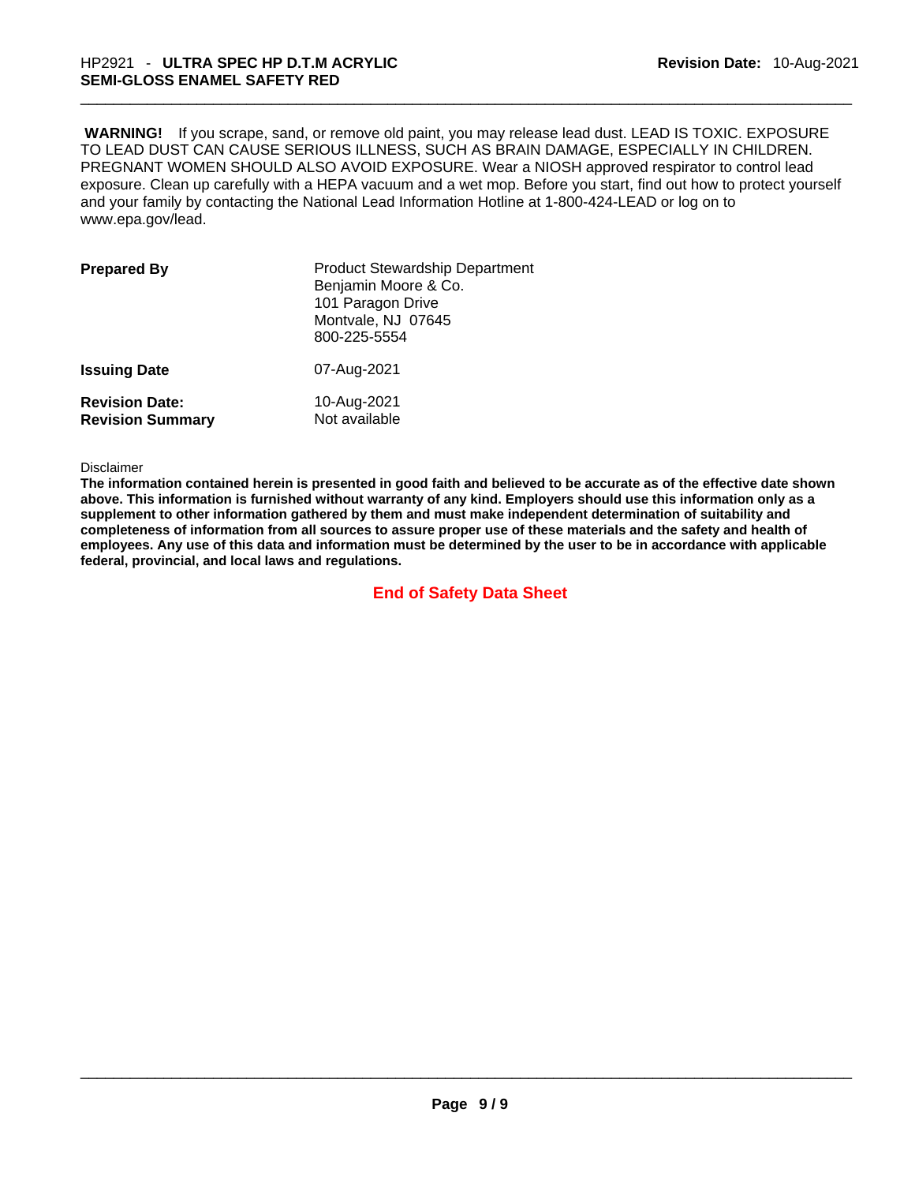**WARNING!** If you scrape, sand, or remove old paint, you may release lead dust. LEAD IS TOXIC. EXPOSURE TO LEAD DUST CAN CAUSE SERIOUS ILLNESS, SUCH AS BRAIN DAMAGE, ESPECIALLY IN CHILDREN. PREGNANT WOMEN SHOULD ALSO AVOID EXPOSURE. Wear a NIOSH approved respirator to control lead exposure. Clean up carefully with a HEPA vacuum and a wet mop. Before you start, find out how to protect yourself and your family by contacting the National Lead Information Hotline at 1-800-424-LEAD or log on to www.epa.gov/lead.

| | |
|---|---|
| **Prepared By** | Product Stewardship Department<br>Benjamin Moore & Co.<br>101 Paragon Drive<br>Montvale, NJ 07645<br>800-225-5554 |
| **Issuing Date** | 07-Aug-2021 |
| **Revision Date:** | 10-Aug-2021 |
| **Revision Summary** | Not available |

Disclaimer

**The information contained herein is presented in good faith and believed to be accurate as of the effective date shown above. This information is furnished without warranty of any kind. Employers should use this information only as a supplement to other information gathered by them and must make independent determination of suitability and completeness of information from all sources to assure proper use of these materials and the safety and health of employees. Any use of this data and information must be determined by the user to be in accordance with applicable federal, provincial, and local laws and regulations.**

**End of Safety Data Sheet**